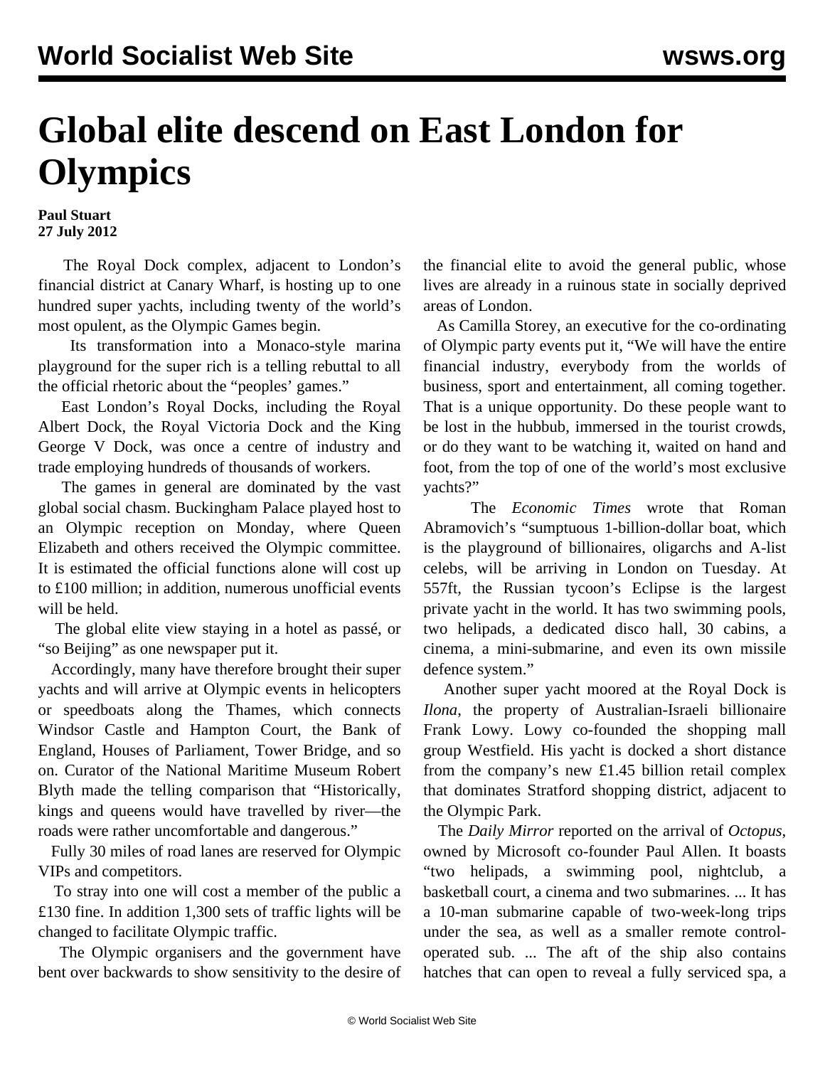# Global elite descend on East London for Olympics

**Paul Stuart**
**27 July 2012**

The Royal Dock complex, adjacent to London's financial district at Canary Wharf, is hosting up to one hundred super yachts, including twenty of the world's most opulent, as the Olympic Games begin.

Its transformation into a Monaco-style marina playground for the super rich is a telling rebuttal to all the official rhetoric about the "peoples' games."

East London's Royal Docks, including the Royal Albert Dock, the Royal Victoria Dock and the King George V Dock, was once a centre of industry and trade employing hundreds of thousands of workers.

The games in general are dominated by the vast global social chasm. Buckingham Palace played host to an Olympic reception on Monday, where Queen Elizabeth and others received the Olympic committee. It is estimated the official functions alone will cost up to £100 million; in addition, numerous unofficial events will be held.

The global elite view staying in a hotel as passé, or "so Beijing" as one newspaper put it.

Accordingly, many have therefore brought their super yachts and will arrive at Olympic events in helicopters or speedboats along the Thames, which connects Windsor Castle and Hampton Court, the Bank of England, Houses of Parliament, Tower Bridge, and so on. Curator of the National Maritime Museum Robert Blyth made the telling comparison that "Historically, kings and queens would have travelled by river—the roads were rather uncomfortable and dangerous."

Fully 30 miles of road lanes are reserved for Olympic VIPs and competitors.

To stray into one will cost a member of the public a £130 fine. In addition 1,300 sets of traffic lights will be changed to facilitate Olympic traffic.

The Olympic organisers and the government have bent over backwards to show sensitivity to the desire of the financial elite to avoid the general public, whose lives are already in a ruinous state in socially deprived areas of London.

As Camilla Storey, an executive for the co-ordinating of Olympic party events put it, "We will have the entire financial industry, everybody from the worlds of business, sport and entertainment, all coming together. That is a unique opportunity. Do these people want to be lost in the hubbub, immersed in the tourist crowds, or do they want to be watching it, waited on hand and foot, from the top of one of the world's most exclusive yachts?"

The *Economic Times* wrote that Roman Abramovich's "sumptuous 1-billion-dollar boat, which is the playground of billionaires, oligarchs and A-list celebs, will be arriving in London on Tuesday. At 557ft, the Russian tycoon's Eclipse is the largest private yacht in the world. It has two swimming pools, two helipads, a dedicated disco hall, 30 cabins, a cinema, a mini-submarine, and even its own missile defence system."

Another super yacht moored at the Royal Dock is *Ilona*, the property of Australian-Israeli billionaire Frank Lowy. Lowy co-founded the shopping mall group Westfield. His yacht is docked a short distance from the company's new £1.45 billion retail complex that dominates Stratford shopping district, adjacent to the Olympic Park.

The *Daily Mirror* reported on the arrival of *Octopus*, owned by Microsoft co-founder Paul Allen. It boasts "two helipads, a swimming pool, nightclub, a basketball court, a cinema and two submarines. ... It has a 10-man submarine capable of two-week-long trips under the sea, as well as a smaller remote control-operated sub. ... The aft of the ship also contains hatches that can open to reveal a fully serviced spa, a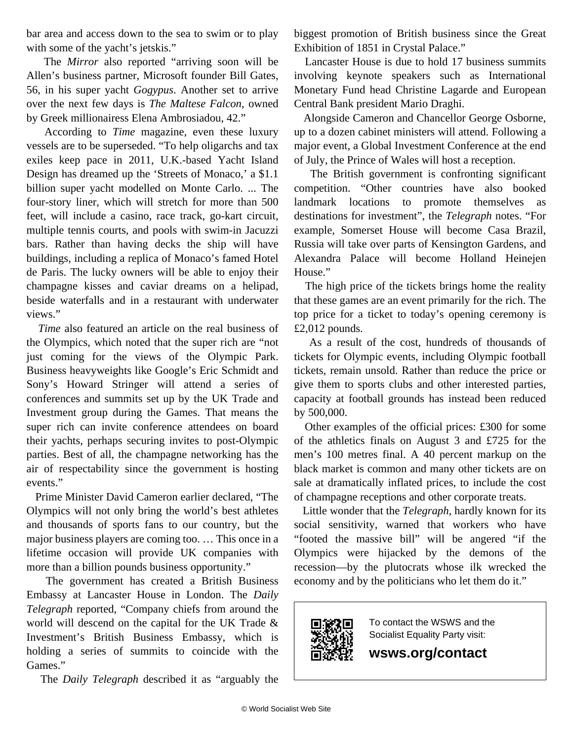bar area and access down to the sea to swim or to play with some of the yacht's jetskis."

The *Mirror* also reported "arriving soon will be Allen's business partner, Microsoft founder Bill Gates, 56, in his super yacht *Gogypus*. Another set to arrive over the next few days is *The Maltese Falcon*, owned by Greek millionairess Elena Ambrosiadou, 42."

According to *Time* magazine, even these luxury vessels are to be superseded. "To help oligarchs and tax exiles keep pace in 2011, U.K.-based Yacht Island Design has dreamed up the 'Streets of Monaco,' a $1.1 billion super yacht modelled on Monte Carlo. ... The four-story liner, which will stretch for more than 500 feet, will include a casino, race track, go-kart circuit, multiple tennis courts, and pools with swim-in Jacuzzi bars. Rather than having decks the ship will have buildings, including a replica of Monaco's famed Hotel de Paris. The lucky owners will be able to enjoy their champagne kisses and caviar dreams on a helipad, beside waterfalls and in a restaurant with underwater views."

*Time* also featured an article on the real business of the Olympics, which noted that the super rich are "not just coming for the views of the Olympic Park. Business heavyweights like Google's Eric Schmidt and Sony's Howard Stringer will attend a series of conferences and summits set up by the UK Trade and Investment group during the Games. That means the super rich can invite conference attendees on board their yachts, perhaps securing invites to post-Olympic parties. Best of all, the champagne networking has the air of respectability since the government is hosting events."

Prime Minister David Cameron earlier declared, "The Olympics will not only bring the world's best athletes and thousands of sports fans to our country, but the major business players are coming too. … This once in a lifetime occasion will provide UK companies with more than a billion pounds business opportunity."

The government has created a British Business Embassy at Lancaster House in London. The *Daily Telegraph* reported, "Company chiefs from around the world will descend on the capital for the UK Trade & Investment's British Business Embassy, which is holding a series of summits to coincide with the Games."

The *Daily Telegraph* described it as "arguably the biggest promotion of British business since the Great Exhibition of 1851 in Crystal Palace."

Lancaster House is due to hold 17 business summits involving keynote speakers such as International Monetary Fund head Christine Lagarde and European Central Bank president Mario Draghi.

Alongside Cameron and Chancellor George Osborne, up to a dozen cabinet ministers will attend. Following a major event, a Global Investment Conference at the end of July, the Prince of Wales will host a reception.

The British government is confronting significant competition. "Other countries have also booked landmark locations to promote themselves as destinations for investment", the *Telegraph* notes. "For example, Somerset House will become Casa Brazil, Russia will take over parts of Kensington Gardens, and Alexandra Palace will become Holland Heinejen House."

The high price of the tickets brings home the reality that these games are an event primarily for the rich. The top price for a ticket to today's opening ceremony is £2,012 pounds.

As a result of the cost, hundreds of thousands of tickets for Olympic events, including Olympic football tickets, remain unsold. Rather than reduce the price or give them to sports clubs and other interested parties, capacity at football grounds has instead been reduced by 500,000.

Other examples of the official prices: £300 for some of the athletics finals on August 3 and £725 for the men's 100 metres final. A 40 percent markup on the black market is common and many other tickets are on sale at dramatically inflated prices, to include the cost of champagne receptions and other corporate treats.

Little wonder that the *Telegraph*, hardly known for its social sensitivity, warned that workers who have "footed the massive bill" will be angered "if the Olympics were hijacked by the demons of the recession—by the plutocrats whose ilk wrecked the economy and by the politicians who let them do it."

To contact the WSWS and the Socialist Equality Party visit:

**wsws.org/contact**